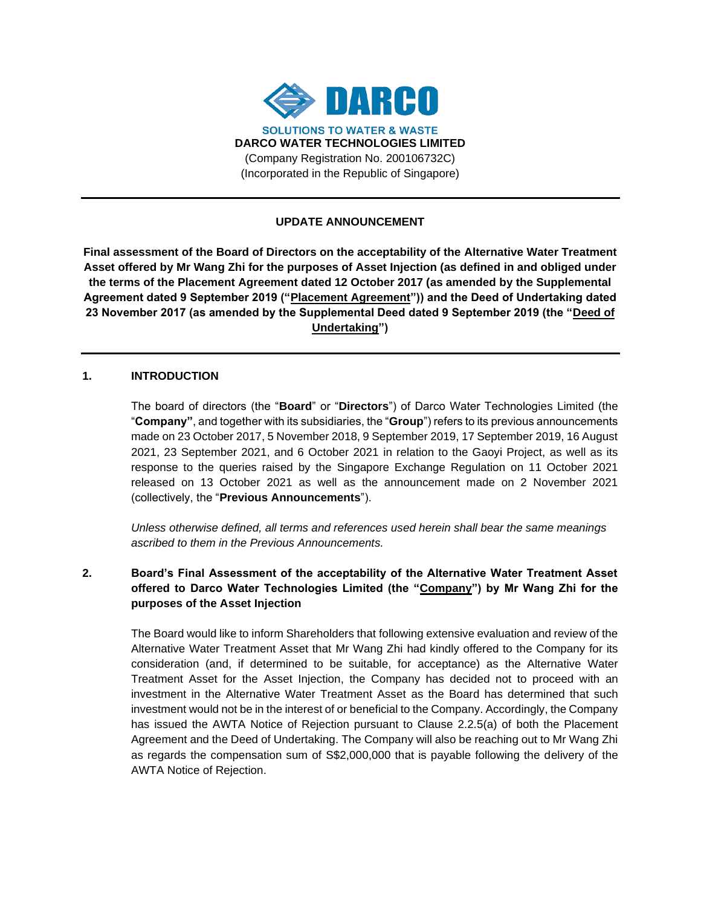**DARCO**

SOLUTIONS TO WATER & WASTE

**DARCO WATER TECHNOLOGIES LIMITED**

(Company Registration No. 200106732C)

(Incorporated in the Republic of Singapore)

---

**UPDATE ANNOUNCEMENT**

**Final assessment of the Board of Directors on the acceptability of the Alternative Water Treatment Asset offered by Mr Wang Zhi for the purposes of Asset Injection (as defined in and obliged under the terms of the Placement Agreement dated 12 October 2017 (as amended by the Supplemental Agreement dated 9 September 2019 ("Placement Agreement")) and the Deed of Undertaking dated 23 November 2017 (as amended by the Supplemental Deed dated 9 September 2019 (the "Deed of Undertaking")**

---

## 1. INTRODUCTION

The board of directors (the "**Board**" or "**Directors**") of Darco Water Technologies Limited (the "**Company**", and together with its subsidiaries, the "**Group**") refers to its previous announcements made on 23 October 2017, 5 November 2018, 9 September 2019, 17 September 2019, 16 August 2021, 23 September 2021, and 6 October 2021 in relation to the Gaoyi Project, as well as its response to the queries raised by the Singapore Exchange Regulation on 11 October 2021 released on 13 October 2021 as well as the announcement made on 2 November 2021 (collectively, the "**Previous Announcements**").

*Unless otherwise defined, all terms and references used herein shall bear the same meanings ascribed to them in the Previous Announcements.*

## 2. Board's Final Assessment of the acceptability of the Alternative Water Treatment Asset offered to Darco Water Technologies Limited (the "Company") by Mr Wang Zhi for the purposes of the Asset Injection

The Board would like to inform Shareholders that following extensive evaluation and review of the Alternative Water Treatment Asset that Mr Wang Zhi had kindly offered to the Company for its consideration (and, if determined to be suitable, for acceptance) as the Alternative Water Treatment Asset for the Asset Injection, the Company has decided not to proceed with an investment in the Alternative Water Treatment Asset as the Board has determined that such investment would not be in the interest of or beneficial to the Company. Accordingly, the Company has issued the AWTA Notice of Rejection pursuant to Clause 2.2.5(a) of both the Placement Agreement and the Deed of Undertaking. The Company will also be reaching out to Mr Wang Zhi as regards the compensation sum of S$2,000,000 that is payable following the delivery of the AWTA Notice of Rejection.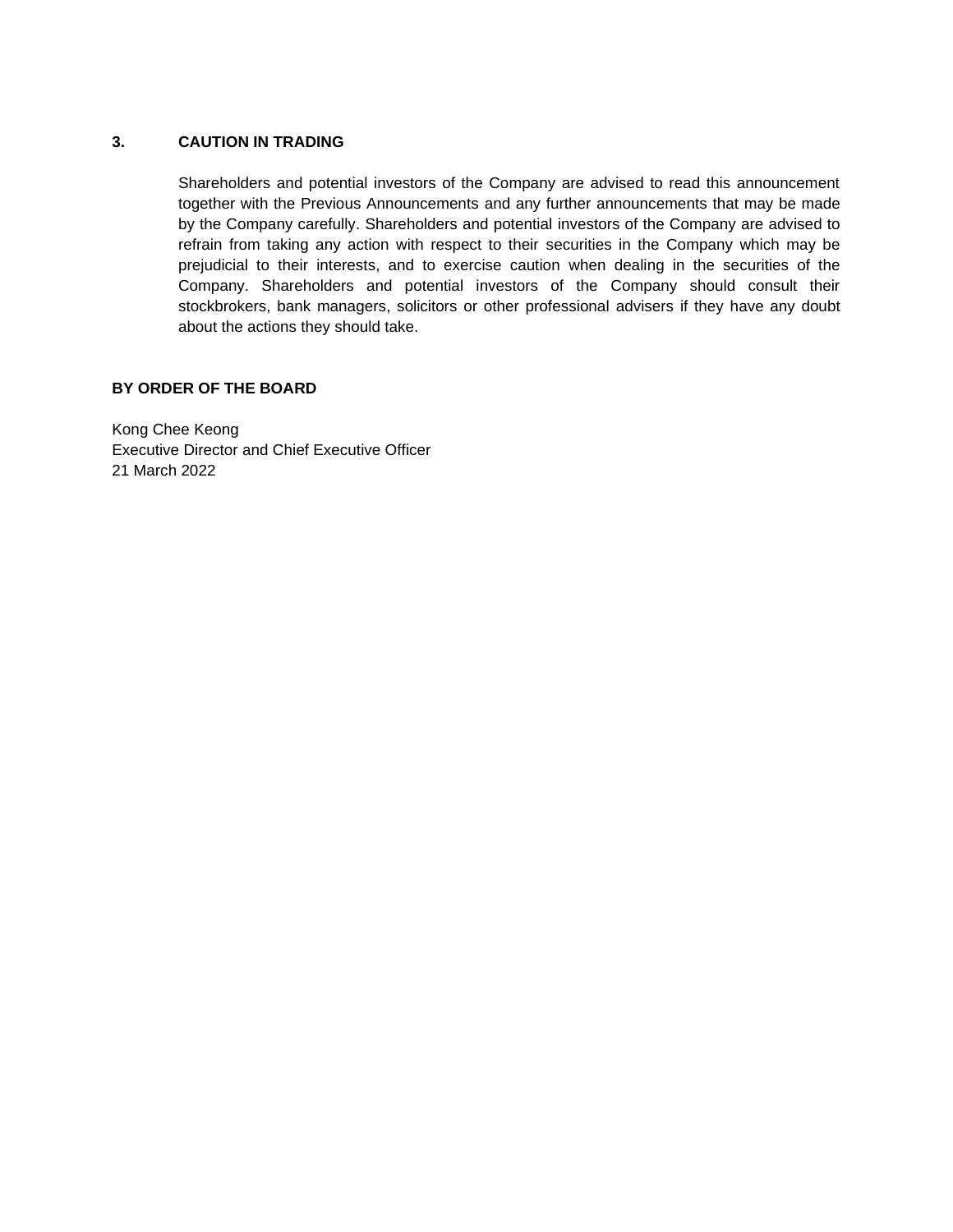## 3. CAUTION IN TRADING

Shareholders and potential investors of the Company are advised to read this announcement together with the Previous Announcements and any further announcements that may be made by the Company carefully. Shareholders and potential investors of the Company are advised to refrain from taking any action with respect to their securities in the Company which may be prejudicial to their interests, and to exercise caution when dealing in the securities of the Company. Shareholders and potential investors of the Company should consult their stockbrokers, bank managers, solicitors or other professional advisers if they have any doubt about the actions they should take.

**BY ORDER OF THE BOARD**

Kong Chee Keong
Executive Director and Chief Executive Officer
21 March 2022